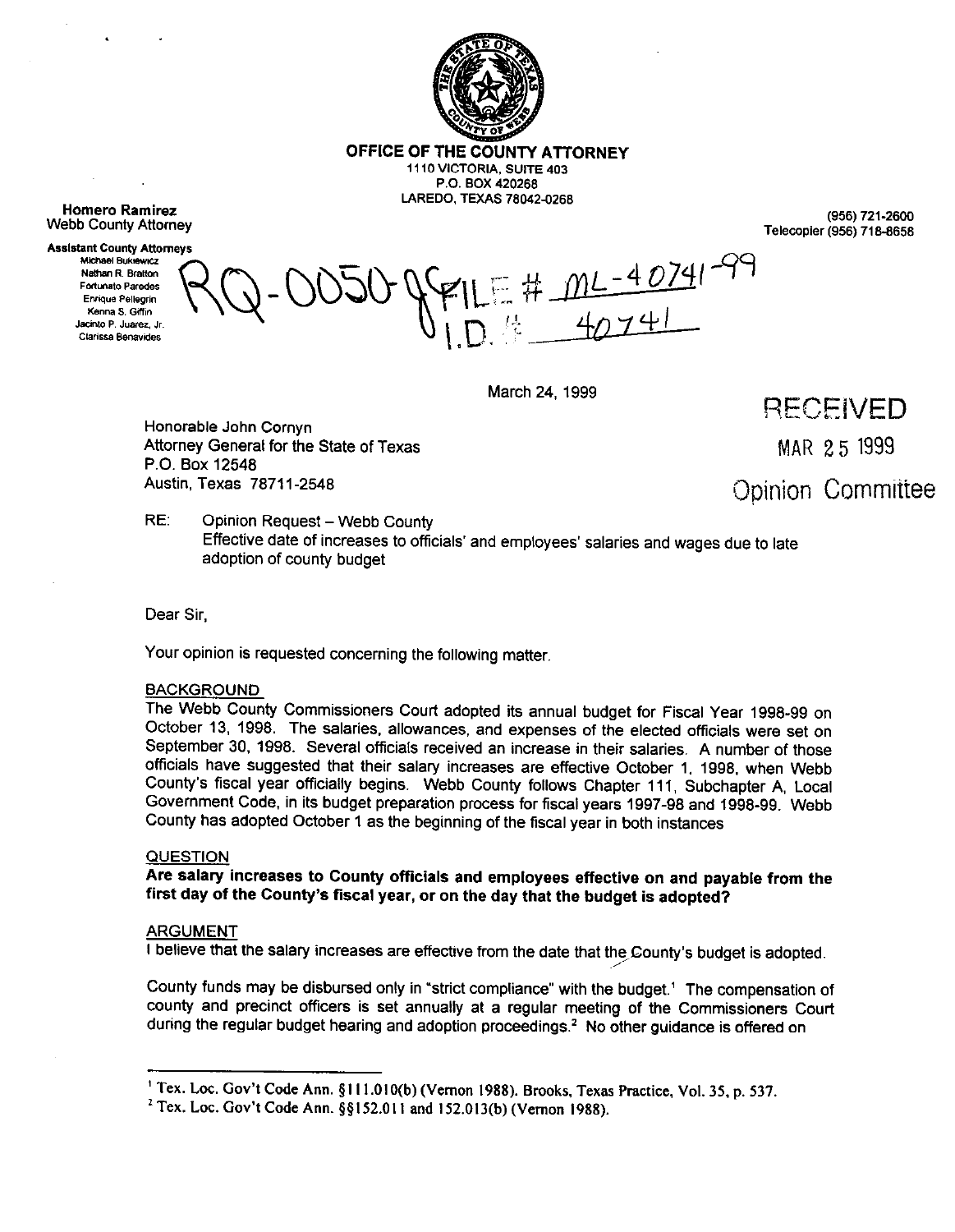**OFFICE OF THE COUNTY ATTORNEY**
1110 VICTORIA, SUITE 403
P.O. BOX 420268
LAREDO, TEXAS 78042-0268

**Homero Ramirez**
Webb County Attorney

(956) 721-2600
Telecopier (956) 718-8658

**Assistant County Attorneys**
Michael Bukiewicz
Nathan R. Bratton
Fortunato Paredes
Enrique Pellegrin
Kenna S. Giffin
Jacinto P. Juarez, Jr.
Clarissa Benavides

RQ-0050-JC FILE # ML-40741-99
I.D. # 40741

March 24, 1999

RECEIVED
MAR 25 1999
Opinion Committee

Honorable John Cornyn
Attorney General for the State of Texas
P.O. Box 12548
Austin, Texas 78711-2548

RE: Opinion Request – Webb County
Effective date of increases to officials' and employees' salaries and wages due to late adoption of county budget

Dear Sir,

Your opinion is requested concerning the following matter.

BACKGROUND

The Webb County Commissioners Court adopted its annual budget for Fiscal Year 1998-99 on October 13, 1998. The salaries, allowances, and expenses of the elected officials were set on September 30, 1998. Several officials received an increase in their salaries. A number of those officials have suggested that their salary increases are effective October 1, 1998, when Webb County's fiscal year officially begins. Webb County follows Chapter 111, Subchapter A, Local Government Code, in its budget preparation process for fiscal years 1997-98 and 1998-99. Webb County has adopted October 1 as the beginning of the fiscal year in both instances

QUESTION

**Are salary increases to County officials and employees effective on and payable from the first day of the County's fiscal year, or on the day that the budget is adopted?**

ARGUMENT

I believe that the salary increases are effective from the date that the County's budget is adopted.

County funds may be disbursed only in "strict compliance" with the budget.[1] The compensation of county and precinct officers is set annually at a regular meeting of the Commissioners Court during the regular budget hearing and adoption proceedings.[2] No other guidance is offered on

---

[1] Tex. Loc. Gov't Code Ann. §111.010(b) (Vernon 1988). Brooks, Texas Practice, Vol. 35, p. 537.

[2] Tex. Loc. Gov't Code Ann. §§152.011 and 152.013(b) (Vernon 1988).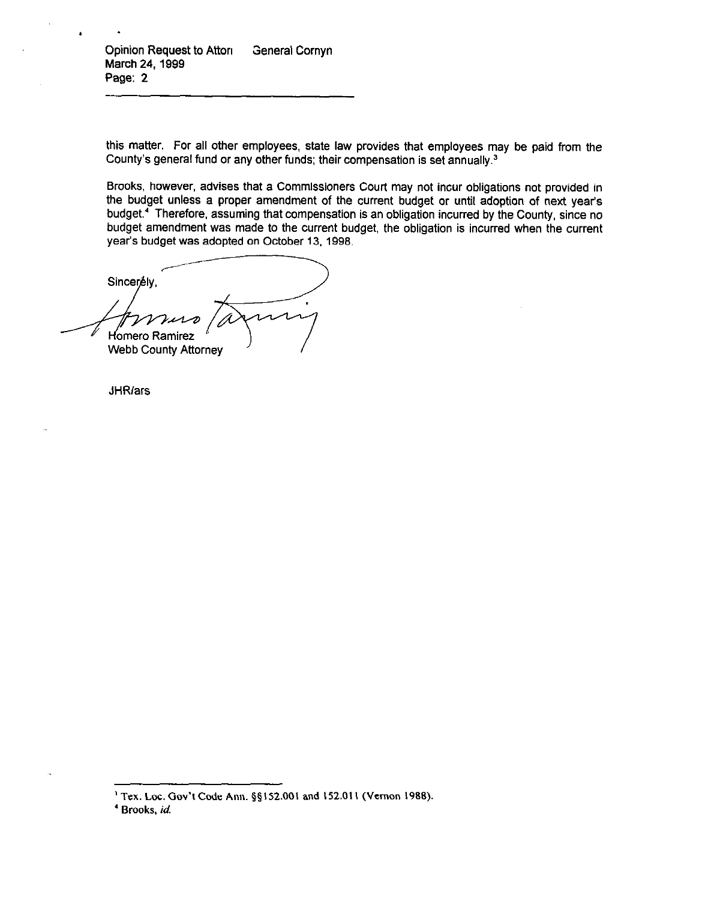this matter. For all other employees, state law provides that employees may be paid from the County's general fund or any other funds; their compensation is set annually.[3]

Brooks, however, advises that a Commissioners Court may not incur obligations not provided in the budget unless a proper amendment of the current budget or until adoption of next year's budget.[4] Therefore, assuming that compensation is an obligation incurred by the County, since no budget amendment was made to the current budget, the obligation is incurred when the current year's budget was adopted on October 13, 1998.

Sincerely,

Homero Ramirez
Webb County Attorney

JHR/ars

---

[3] Tex. Loc. Gov't Code Ann. §§152.001 and 152.011 (Vernon 1988).

[4] Brooks, *id.*